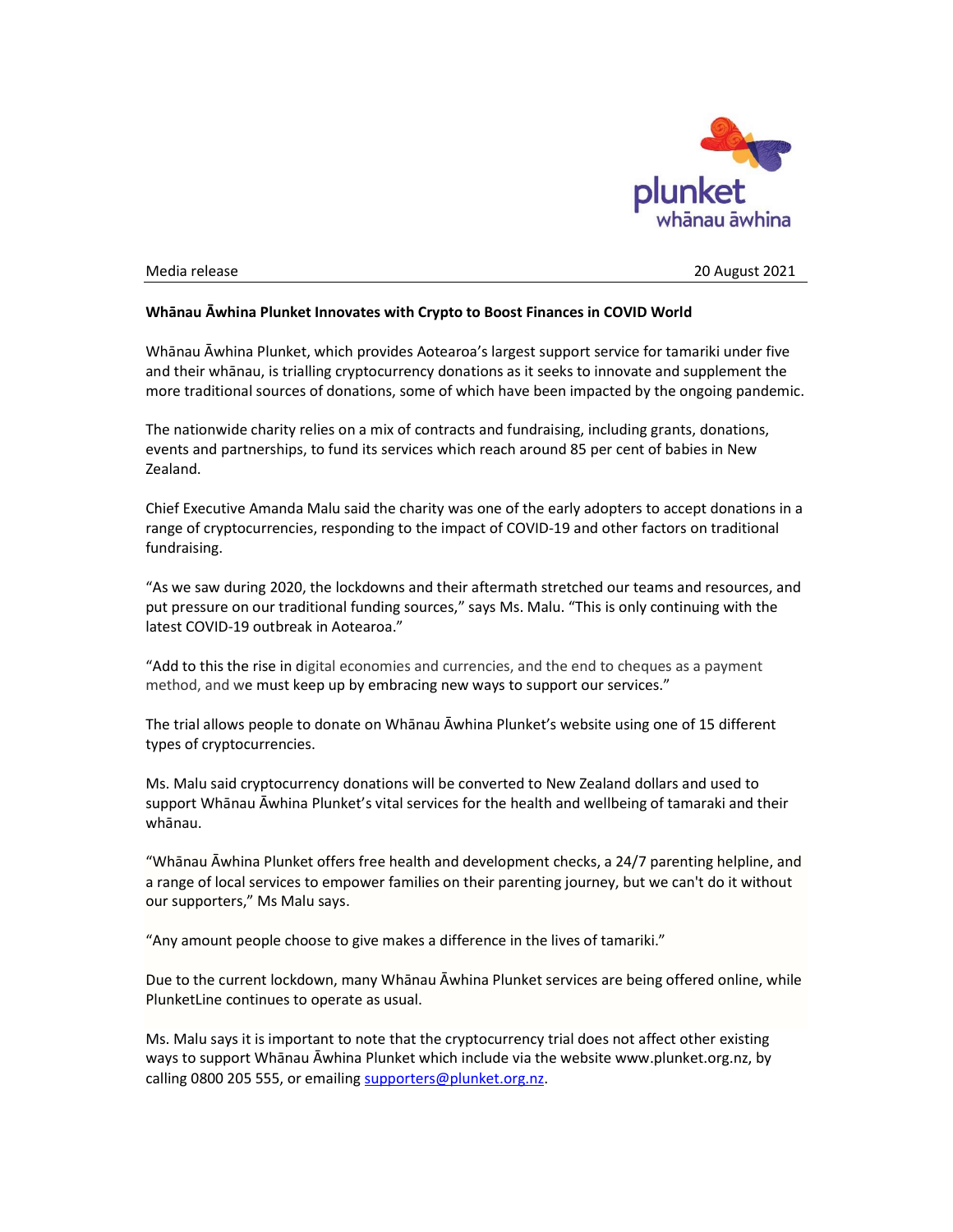Media release 20 August 2021

**Whānau Āwhina Plunket Innovates with Crypto to Boost Finances in COVID World**

Whānau Āwhina Plunket, which provides Aotearoa's largest support service for tamariki under five and their whānau, is trialling cryptocurrency donations as it seeks to innovate and supplement the more traditional sources of donations, some of which have been impacted by the ongoing pandemic.

The nationwide charity relies on a mix of contracts and fundraising, including grants, donations, events and partnerships, to fund its services which reach around 85 per cent of babies in New Zealand.

Chief Executive Amanda Malu said the charity was one of the early adopters to accept donations in a range of cryptocurrencies, responding to the impact of COVID-19 and other factors on traditional fundraising.

"As we saw during 2020, the lockdowns and their aftermath stretched our teams and resources, and put pressure on our traditional funding sources," says Ms. Malu. "This is only continuing with the latest COVID-19 outbreak in Aotearoa."

"Add to this the rise in digital economies and currencies, and the end to cheques as a payment method, and we must keep up by embracing new ways to support our services."

The trial allows people to donate on Whānau Āwhina Plunket's website using one of 15 different types of cryptocurrencies.

Ms. Malu said cryptocurrency donations will be converted to New Zealand dollars and used to support Whānau Āwhina Plunket's vital services for the health and wellbeing of tamaraki and their whānau.

"Whānau Āwhina Plunket offers free health and development checks, a 24/7 parenting helpline, and a range of local services to empower families on their parenting journey, but we can't do it without our supporters," Ms Malu says.

"Any amount people choose to give makes a difference in the lives of tamariki."

Due to the current lockdown, many Whānau Āwhina Plunket services are being offered online, while PlunketLine continues to operate as usual.

Ms. Malu says it is important to note that the cryptocurrency trial does not affect other existing ways to support Whānau Āwhina Plunket which include via the website www.plunket.org.nz, by calling 0800 205 555, or emailing supporters@plunket.org.nz.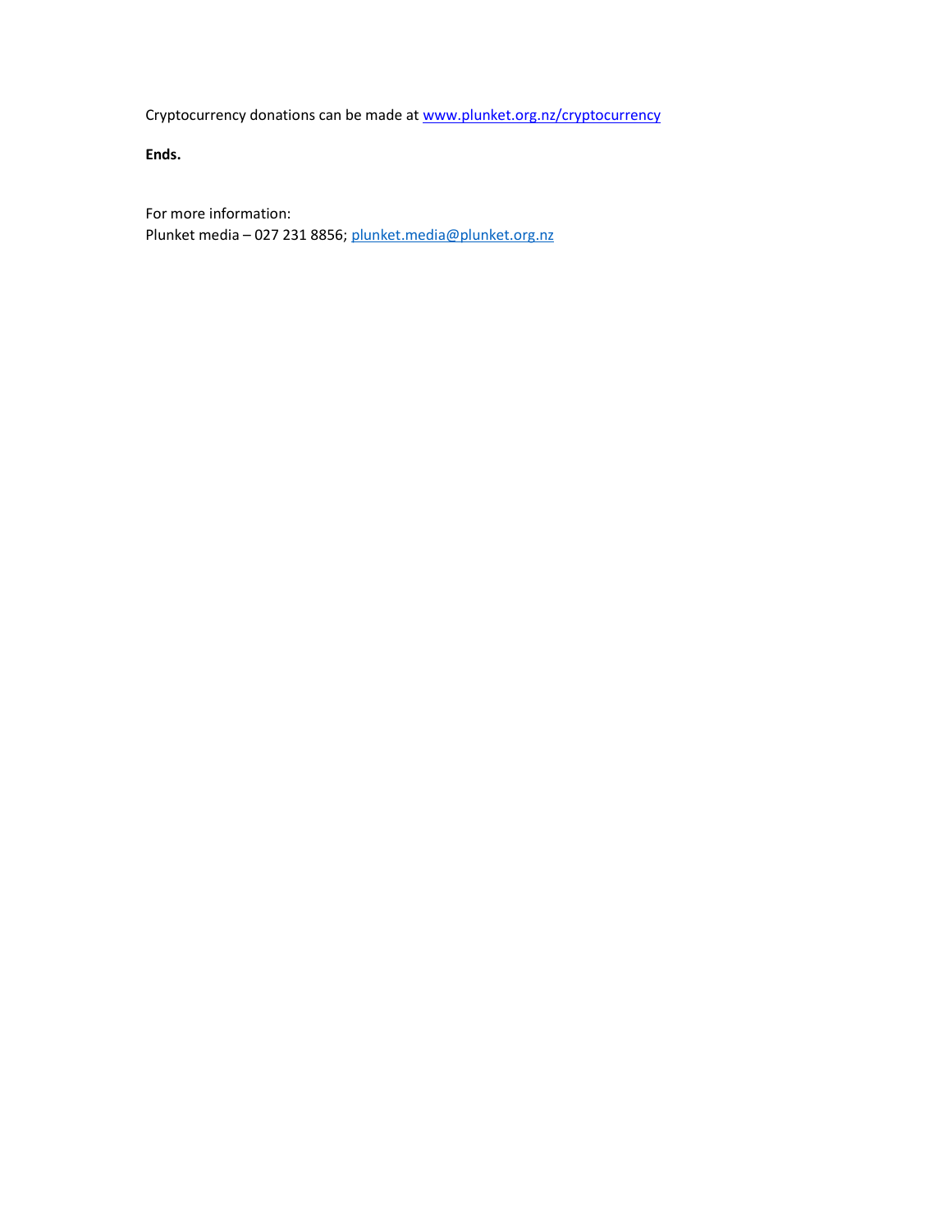Cryptocurrency donations can be made at www.plunket.org.nz/cryptocurrency

**Ends.**

For more information:
Plunket media – 027 231 8856; plunket.media@plunket.org.nz